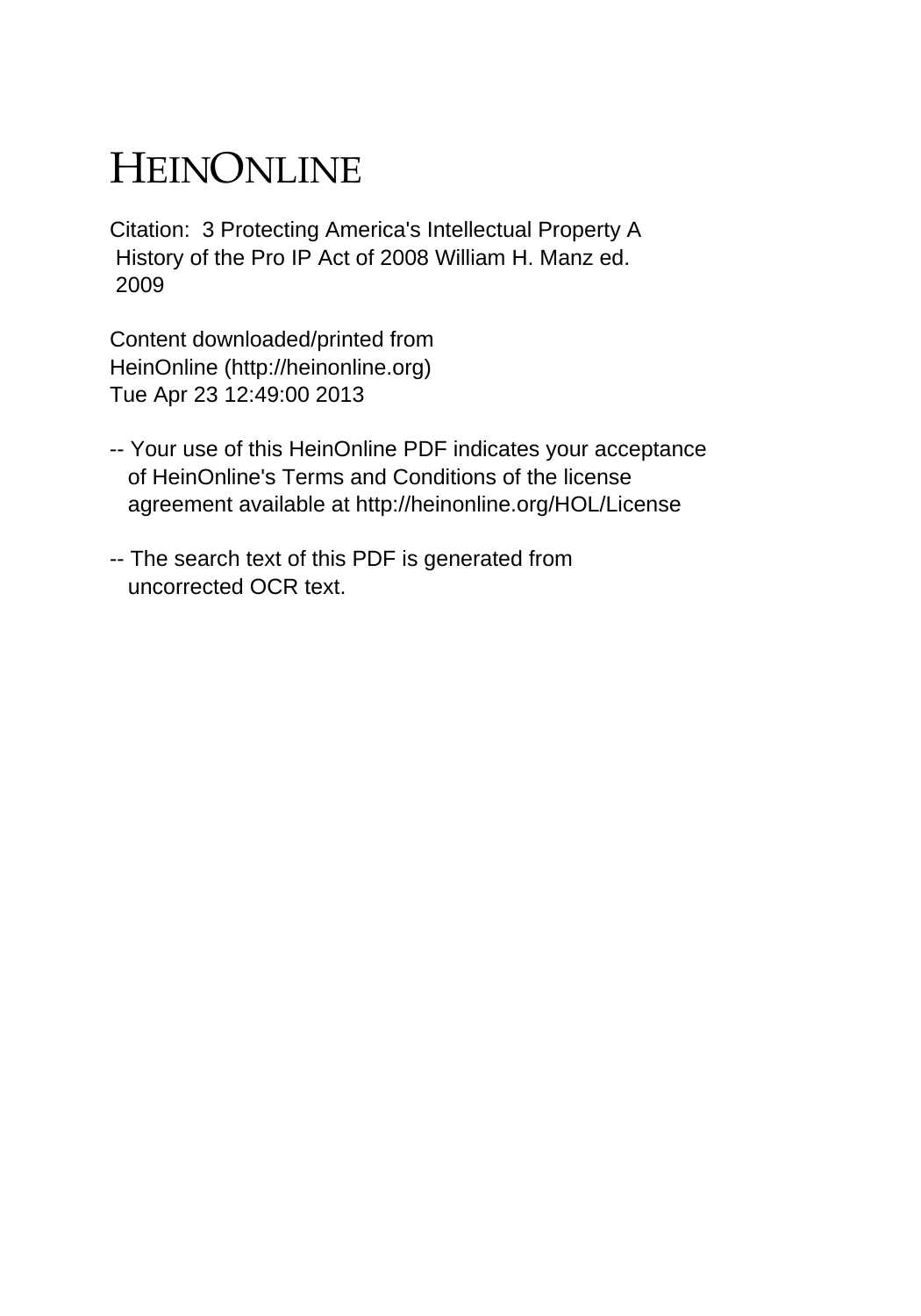# HEINONLINE

Citation: 3 Protecting America's Intellectual Property A History of the Pro IP Act of 2008 William H. Manz ed. 2009

Content downloaded/printed from HeinOnline (http://heinonline.org) Tue Apr 23 12:49:00 2013

- -- Your use of this HeinOnline PDF indicates your acceptance of HeinOnline's Terms and Conditions of the license agreement available at http://heinonline.org/HOL/License
- -- The search text of this PDF is generated from uncorrected OCR text.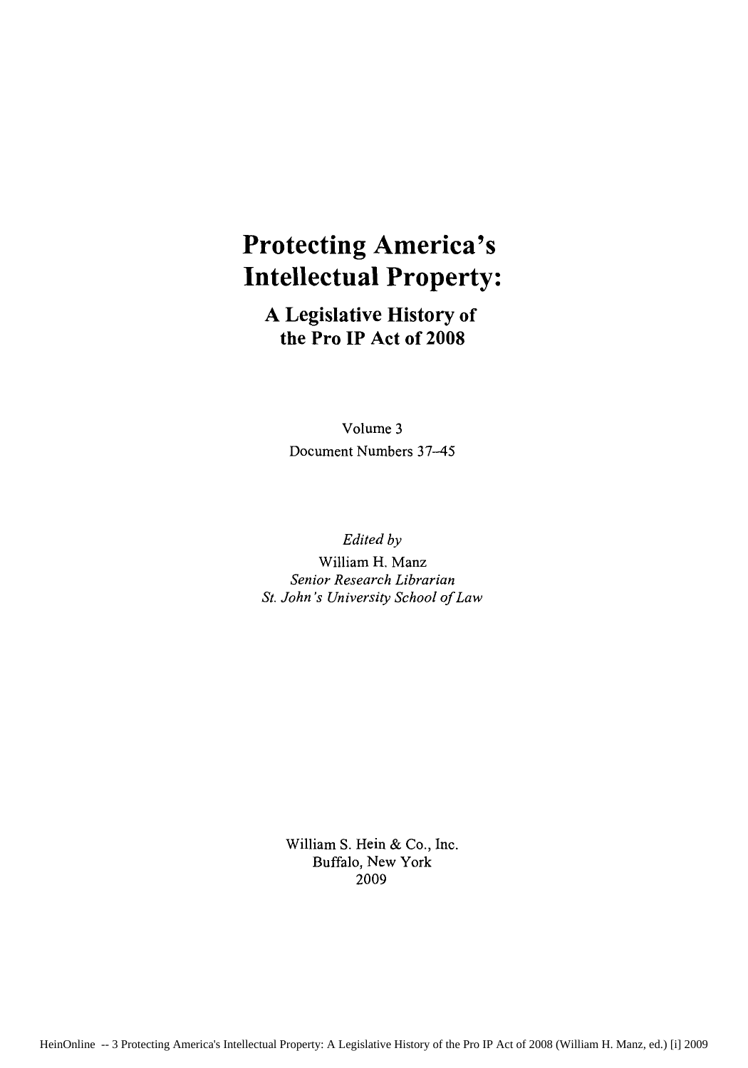# Protecting America's Intellectual Property:

## A Legislative History of the Pro IP Act of 2008

Volume 3

Document Numbers 37–45

*Edited by*

William H. Manz

*Senior Research Librarian*

*St. John's University School of Law*

William S. Hein & Co., Inc.

Buffalo, New York

2009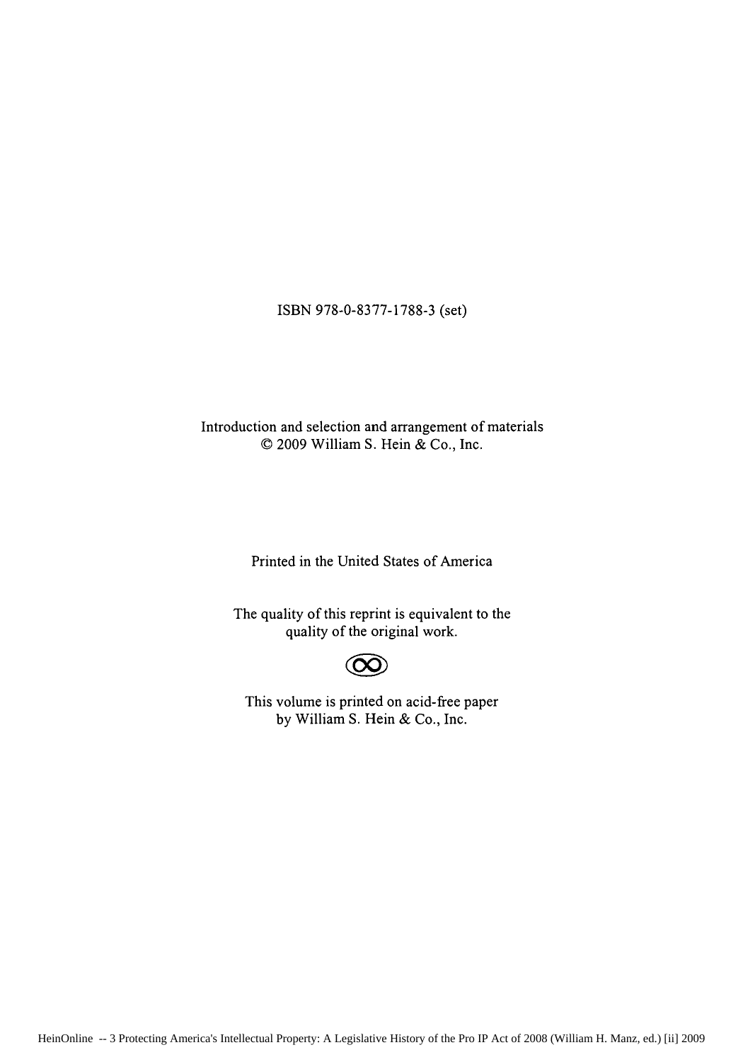ISBN 978-0-8377-1788-3 (set)

Introduction and selection and arrangement of materials
© 2009 William S. Hein & Co., Inc.

Printed in the United States of America

The quality of this reprint is equivalent to the
quality of the original work.

∞

This volume is printed on acid-free paper
by William S. Hein & Co., Inc.